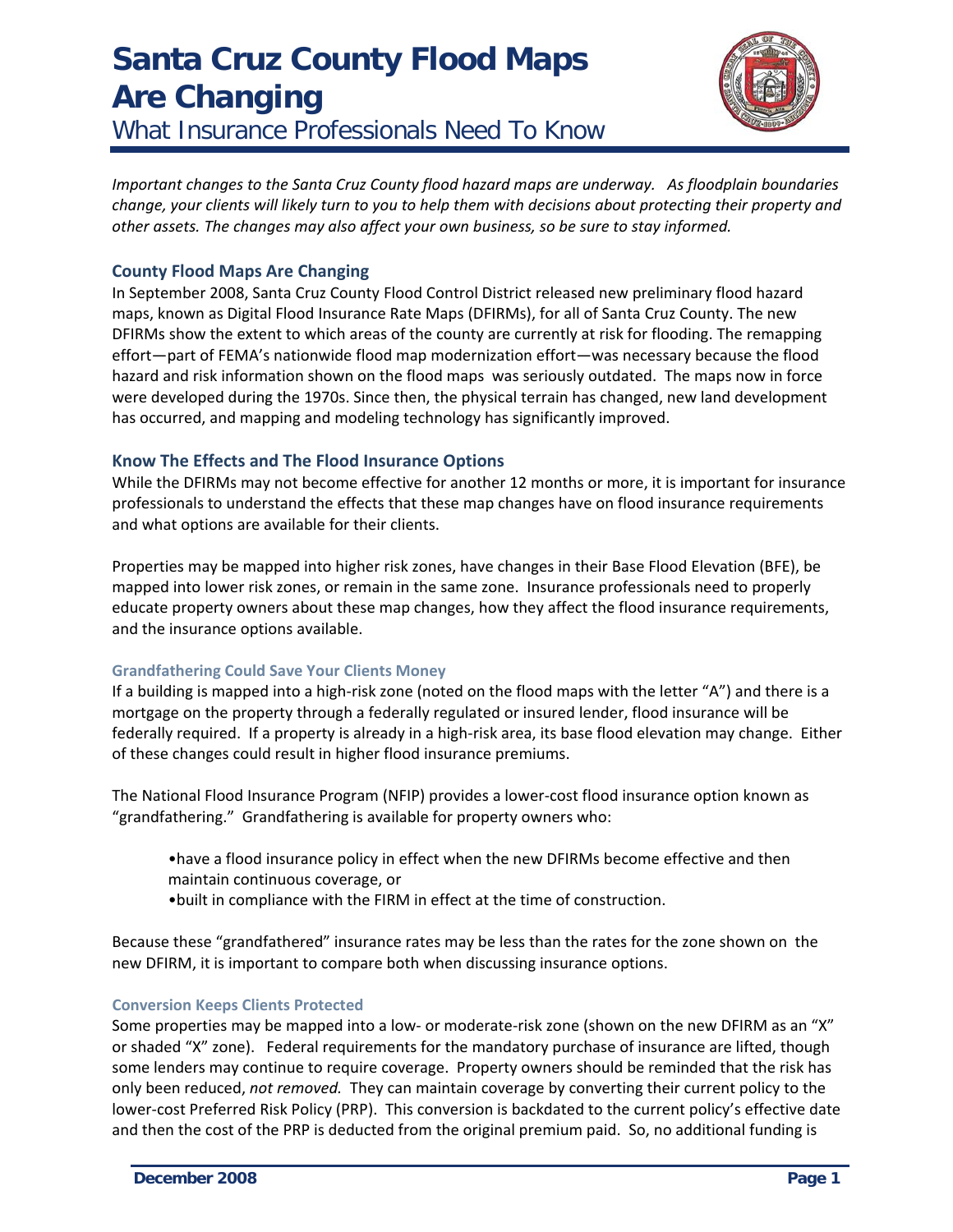# Santa Cruz County Flood Maps Are Changing

## What Insurance Professionals Need To Know

*Important changes to the Santa Cruz County flood hazard maps are underway. As floodplain boundaries change, your clients will likely turn to you to help them with decisions about protecting their property and other assets. The changes may also affect your own business, so be sure to stay informed.*

### County Flood Maps Are Changing

In September 2008, Santa Cruz County Flood Control District released new preliminary flood hazard maps, known as Digital Flood Insurance Rate Maps (DFIRMs), for all of Santa Cruz County. The new DFIRMs show the extent to which areas of the county are currently at risk for flooding. The remapping effort—part of FEMA's nationwide flood map modernization effort—was necessary because the flood hazard and risk information shown on the flood maps was seriously outdated. The maps now in force were developed during the 1970s. Since then, the physical terrain has changed, new land development has occurred, and mapping and modeling technology has significantly improved.

### Know The Effects and The Flood Insurance Options

While the DFIRMs may not become effective for another 12 months or more, it is important for insurance professionals to understand the effects that these map changes have on flood insurance requirements and what options are available for their clients.

Properties may be mapped into higher risk zones, have changes in their Base Flood Elevation (BFE), be mapped into lower risk zones, or remain in the same zone. Insurance professionals need to properly educate property owners about these map changes, how they affect the flood insurance requirements, and the insurance options available.

#### Grandfathering Could Save Your Clients Money

If a building is mapped into a high-risk zone (noted on the flood maps with the letter "A") and there is a mortgage on the property through a federally regulated or insured lender, flood insurance will be federally required. If a property is already in a high-risk area, its base flood elevation may change. Either of these changes could result in higher flood insurance premiums.

The National Flood Insurance Program (NFIP) provides a lower-cost flood insurance option known as "grandfathering." Grandfathering is available for property owners who:

- have a flood insurance policy in effect when the new DFIRMs become effective and then maintain continuous coverage, or
- built in compliance with the FIRM in effect at the time of construction.

Because these "grandfathered" insurance rates may be less than the rates for the zone shown on the new DFIRM, it is important to compare both when discussing insurance options.

#### Conversion Keeps Clients Protected

Some properties may be mapped into a low- or moderate-risk zone (shown on the new DFIRM as an "X" or shaded "X" zone). Federal requirements for the mandatory purchase of insurance are lifted, though some lenders may continue to require coverage. Property owners should be reminded that the risk has only been reduced, *not removed.* They can maintain coverage by converting their current policy to the lower-cost Preferred Risk Policy (PRP). This conversion is backdated to the current policy's effective date and then the cost of the PRP is deducted from the original premium paid. So, no additional funding is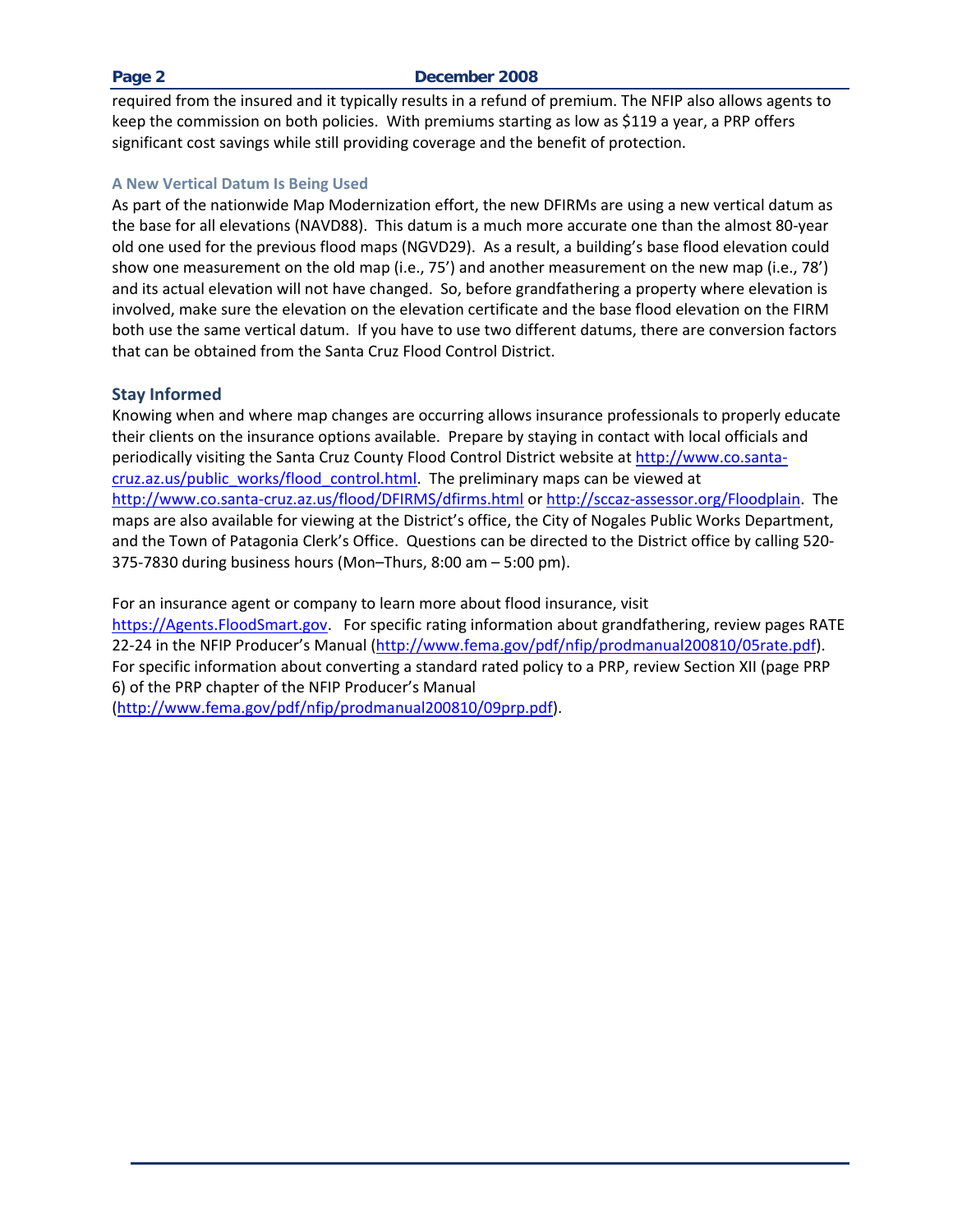required from the insured and it typically results in a refund of premium. The NFIP also allows agents to keep the commission on both policies. With premiums starting as low as $119 a year, a PRP offers significant cost savings while still providing coverage and the benefit of protection.

### A New Vertical Datum Is Being Used

As part of the nationwide Map Modernization effort, the new DFIRMs are using a new vertical datum as the base for all elevations (NAVD88). This datum is a much more accurate one than the almost 80-year old one used for the previous flood maps (NGVD29). As a result, a building's base flood elevation could show one measurement on the old map (i.e., 75') and another measurement on the new map (i.e., 78') and its actual elevation will not have changed. So, before grandfathering a property where elevation is involved, make sure the elevation on the elevation certificate and the base flood elevation on the FIRM both use the same vertical datum. If you have to use two different datums, there are conversion factors that can be obtained from the Santa Cruz Flood Control District.

## Stay Informed

Knowing when and where map changes are occurring allows insurance professionals to properly educate their clients on the insurance options available. Prepare by staying in contact with local officials and periodically visiting the Santa Cruz County Flood Control District website at http://www.co.santa-cruz.az.us/public_works/flood_control.html. The preliminary maps can be viewed at http://www.co.santa-cruz.az.us/flood/DFIRMS/dfirms.html or http://sccaz-assessor.org/Floodplain. The maps are also available for viewing at the District's office, the City of Nogales Public Works Department, and the Town of Patagonia Clerk's Office. Questions can be directed to the District office by calling 520-375-7830 during business hours (Mon–Thurs, 8:00 am – 5:00 pm).

For an insurance agent or company to learn more about flood insurance, visit https://Agents.FloodSmart.gov. For specific rating information about grandfathering, review pages RATE 22-24 in the NFIP Producer's Manual (http://www.fema.gov/pdf/nfip/prodmanual200810/05rate.pdf). For specific information about converting a standard rated policy to a PRP, review Section XII (page PRP 6) of the PRP chapter of the NFIP Producer's Manual (http://www.fema.gov/pdf/nfip/prodmanual200810/09prp.pdf).